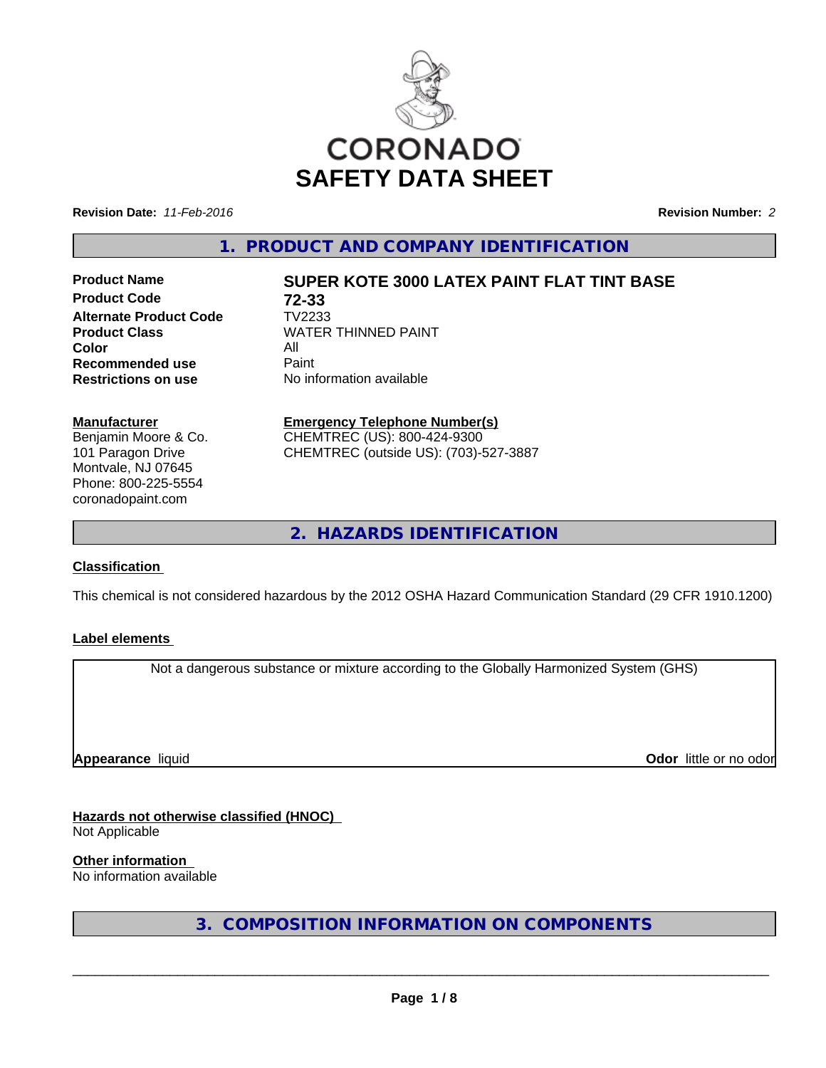CORONADO

# SAFETY DATA SHEET

**Revision Date:** *11-Feb-2016* **Revision Number:** *2*

## 1. PRODUCT AND COMPANY IDENTIFICATION

| | |
|---|---|
| **Product Name** | **SUPER KOTE 3000 LATEX PAINT FLAT TINT BASE** |
| **Product Code** | **72-33** |
| **Alternate Product Code** | TV2233 |
| **Product Class** | WATER THINNED PAINT |
| **Color** | All |
| **Recommended use** | Paint |
| **Restrictions on use** | No information available |

**Manufacturer**
Benjamin Moore & Co.
101 Paragon Drive
Montvale, NJ 07645
Phone: 800-225-5554
coronadopaint.com

**Emergency Telephone Number(s)**
CHEMTREC (US): 800-424-9300
CHEMTREC (outside US): (703)-527-3887

## 2. HAZARDS IDENTIFICATION

**Classification**

This chemical is not considered hazardous by the 2012 OSHA Hazard Communication Standard (29 CFR 1910.1200)

**Label elements**

Not a dangerous substance or mixture according to the Globally Harmonized System (GHS)

**Appearance** liquid **Odor** little or no odor

**Hazards not otherwise classified (HNOC)**
Not Applicable

**Other information**
No information available

## 3. COMPOSITION INFORMATION ON COMPONENTS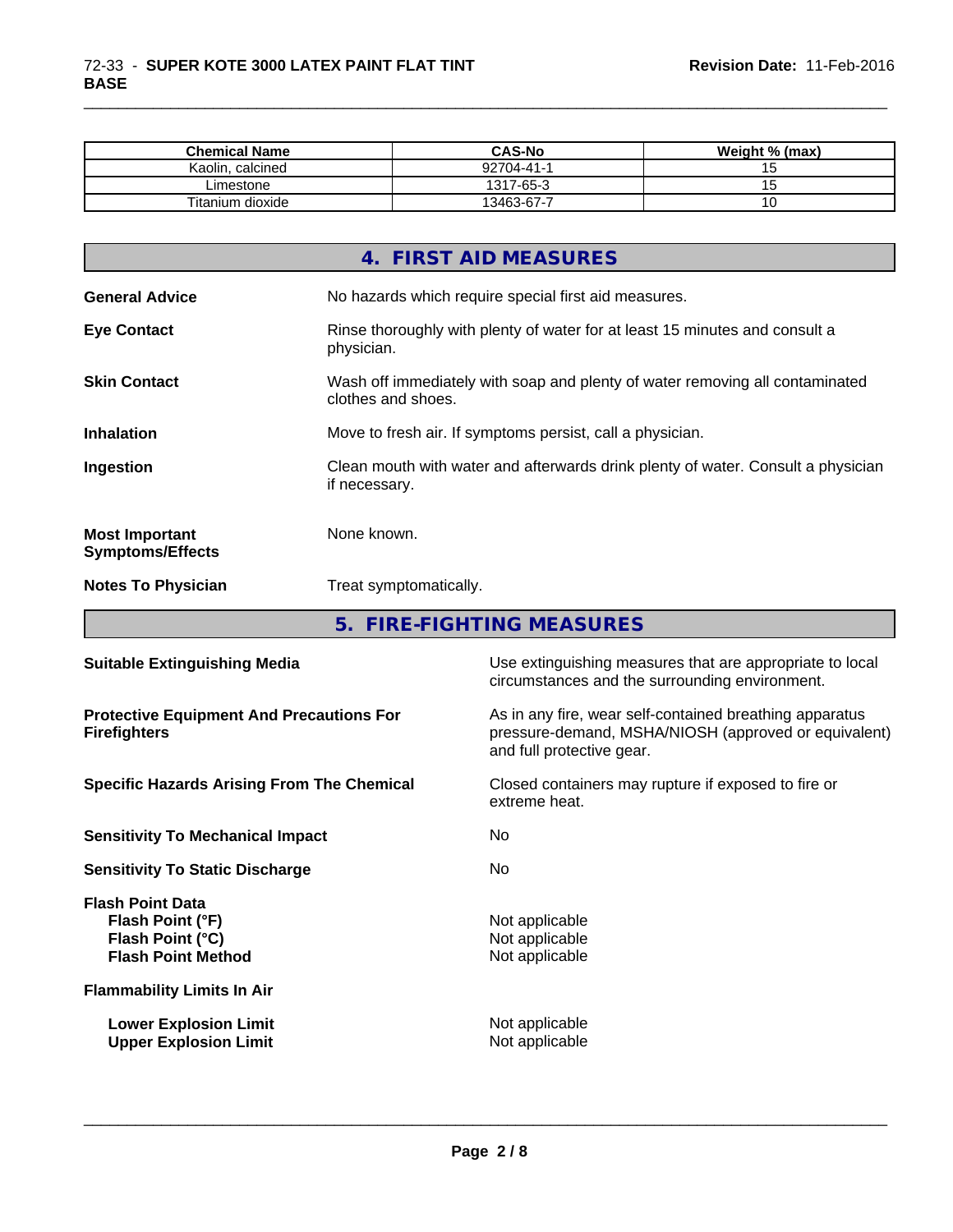| Chemical Name | CAS-No | Weight % (max) |
|---|---|---|
| Kaolin, calcined | 92704-41-1 | 15 |
| Limestone | 1317-65-3 | 15 |
| Titanium dioxide | 13463-67-7 | 10 |

## 4. FIRST AID MEASURES

**General Advice** No hazards which require special first aid measures.

**Eye Contact** Rinse thoroughly with plenty of water for at least 15 minutes and consult a physician.

**Skin Contact** Wash off immediately with soap and plenty of water removing all contaminated clothes and shoes.

**Inhalation** Move to fresh air. If symptoms persist, call a physician.

**Ingestion** Clean mouth with water and afterwards drink plenty of water. Consult a physician if necessary.

**Most Important Symptoms/Effects** None known.

**Notes To Physician** Treat symptomatically.

## 5. FIRE-FIGHTING MEASURES

**Suitable Extinguishing Media** Use extinguishing measures that are appropriate to local circumstances and the surrounding environment.

**Protective Equipment And Precautions For Firefighters** As in any fire, wear self-contained breathing apparatus pressure-demand, MSHA/NIOSH (approved or equivalent) and full protective gear.

**Specific Hazards Arising From The Chemical** Closed containers may rupture if exposed to fire or extreme heat.

**Sensitivity To Mechanical Impact** No

**Sensitivity To Static Discharge** No

**Flash Point Data**
- **Flash Point (°F)** Not applicable
- **Flash Point (°C)** Not applicable
- **Flash Point Method** Not applicable

**Flammability Limits In Air**
- **Lower Explosion Limit** Not applicable
- **Upper Explosion Limit** Not applicable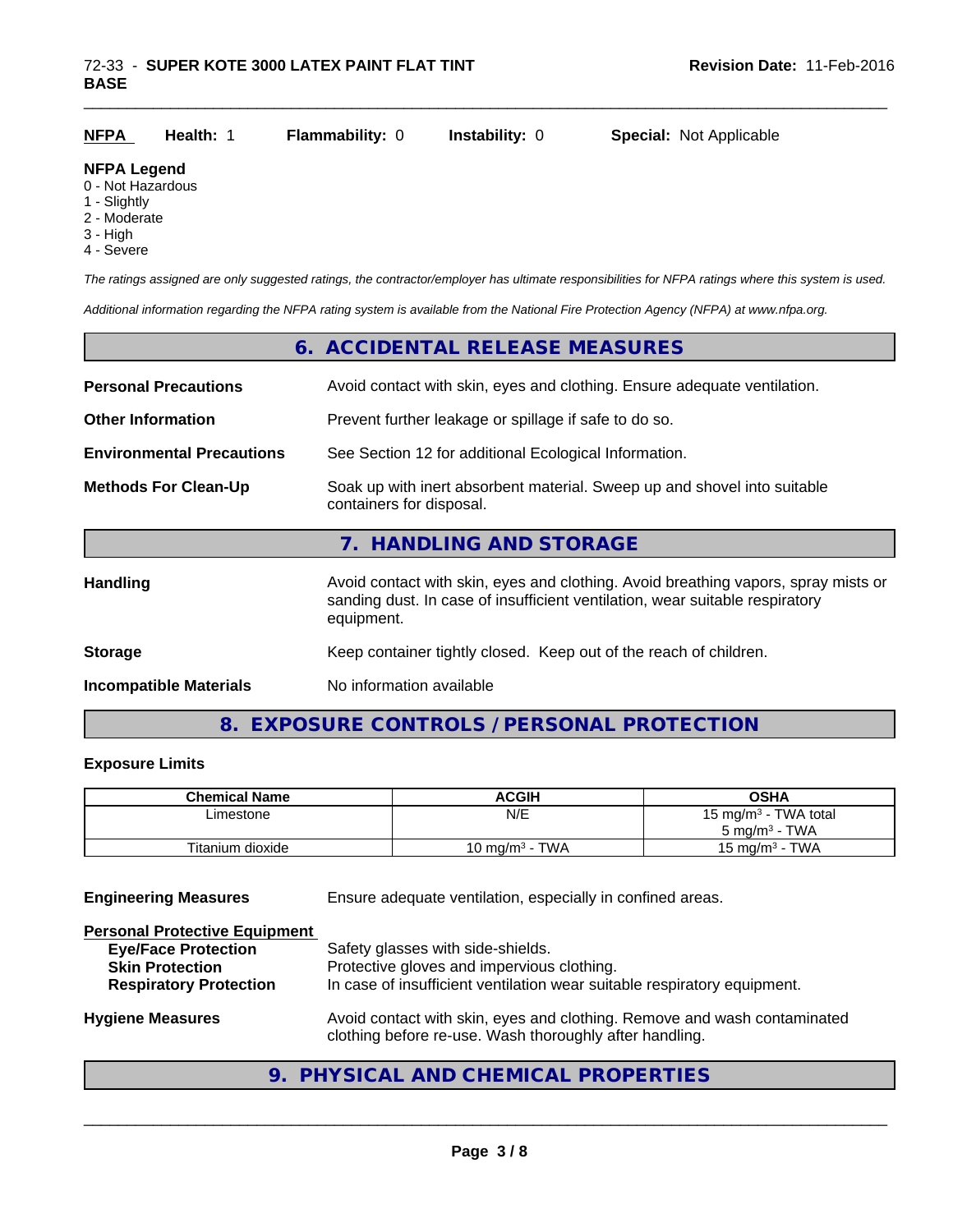**NFPA** **Health:** 1 **Flammability:** 0 **Instability:** 0 **Special:** Not Applicable

**NFPA Legend**
0 - Not Hazardous
1 - Slightly
2 - Moderate
3 - High
4 - Severe

*The ratings assigned are only suggested ratings, the contractor/employer has ultimate responsibilities for NFPA ratings where this system is used.*

*Additional information regarding the NFPA rating system is available from the National Fire Protection Agency (NFPA) at www.nfpa.org.*

## 6. ACCIDENTAL RELEASE MEASURES

**Personal Precautions** Avoid contact with skin, eyes and clothing. Ensure adequate ventilation.

**Other Information** Prevent further leakage or spillage if safe to do so.

**Environmental Precautions** See Section 12 for additional Ecological Information.

**Methods For Clean-Up** Soak up with inert absorbent material. Sweep up and shovel into suitable containers for disposal.

## 7. HANDLING AND STORAGE

**Handling** Avoid contact with skin, eyes and clothing. Avoid breathing vapors, spray mists or sanding dust. In case of insufficient ventilation, wear suitable respiratory equipment.

**Storage** Keep container tightly closed. Keep out of the reach of children.

**Incompatible Materials** No information available

## 8. EXPOSURE CONTROLS / PERSONAL PROTECTION

### Exposure Limits

| Chemical Name | ACGIH | OSHA |
|---|---|---|
| Limestone | N/E | 15 mg/m³ - TWA total<br>5 mg/m³ - TWA |
| Titanium dioxide | 10 mg/m³ - TWA | 15 mg/m³ - TWA |

**Engineering Measures** Ensure adequate ventilation, especially in confined areas.

**Personal Protective Equipment**

**Eye/Face Protection** Safety glasses with side-shields.
**Skin Protection** Protective gloves and impervious clothing.
**Respiratory Protection** In case of insufficient ventilation wear suitable respiratory equipment.

**Hygiene Measures** Avoid contact with skin, eyes and clothing. Remove and wash contaminated clothing before re-use. Wash thoroughly after handling.

## 9. PHYSICAL AND CHEMICAL PROPERTIES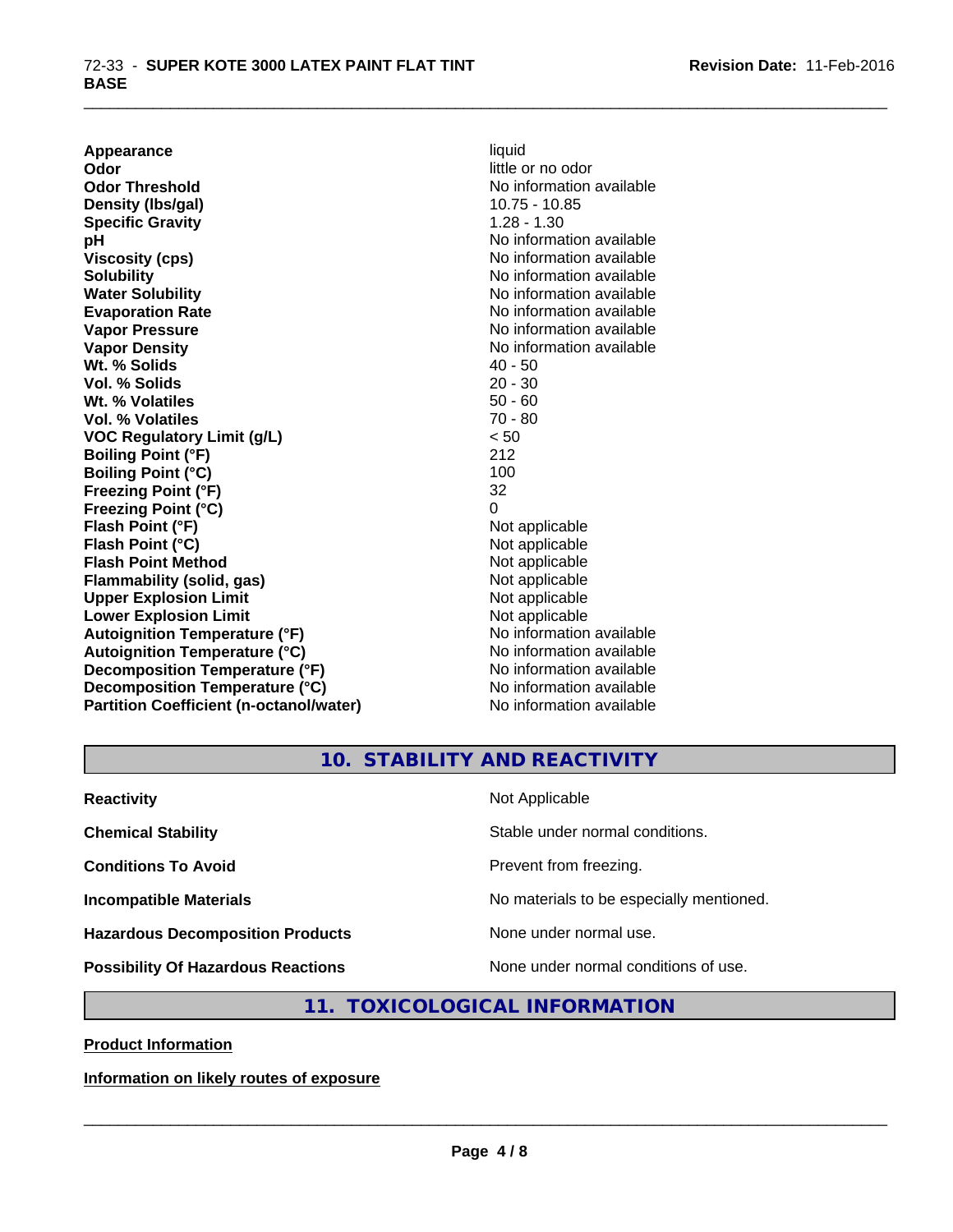| | |
|---|---|
| **Appearance** | liquid |
| **Odor** | little or no odor |
| **Odor Threshold** | No information available |
| **Density (lbs/gal)** | 10.75 - 10.85 |
| **Specific Gravity** | 1.28 - 1.30 |
| **pH** | No information available |
| **Viscosity (cps)** | No information available |
| **Solubility** | No information available |
| **Water Solubility** | No information available |
| **Evaporation Rate** | No information available |
| **Vapor Pressure** | No information available |
| **Vapor Density** | No information available |
| **Wt. % Solids** | 40 - 50 |
| **Vol. % Solids** | 20 - 30 |
| **Wt. % Volatiles** | 50 - 60 |
| **Vol. % Volatiles** | 70 - 80 |
| **VOC Regulatory Limit (g/L)** | < 50 |
| **Boiling Point (°F)** | 212 |
| **Boiling Point (°C)** | 100 |
| **Freezing Point (°F)** | 32 |
| **Freezing Point (°C)** | 0 |
| **Flash Point (°F)** | Not applicable |
| **Flash Point (°C)** | Not applicable |
| **Flash Point Method** | Not applicable |
| **Flammability (solid, gas)** | Not applicable |
| **Upper Explosion Limit** | Not applicable |
| **Lower Explosion Limit** | Not applicable |
| **Autoignition Temperature (°F)** | No information available |
| **Autoignition Temperature (°C)** | No information available |
| **Decomposition Temperature (°F)** | No information available |
| **Decomposition Temperature (°C)** | No information available |
| **Partition Coefficient (n-octanol/water)** | No information available |

## 10. STABILITY AND REACTIVITY

| | |
|---|---|
| **Reactivity** | Not Applicable |
| **Chemical Stability** | Stable under normal conditions. |
| **Conditions To Avoid** | Prevent from freezing. |
| **Incompatible Materials** | No materials to be especially mentioned. |
| **Hazardous Decomposition Products** | None under normal use. |
| **Possibility Of Hazardous Reactions** | None under normal conditions of use. |

## 11. TOXICOLOGICAL INFORMATION

**Product Information**

**Information on likely routes of exposure**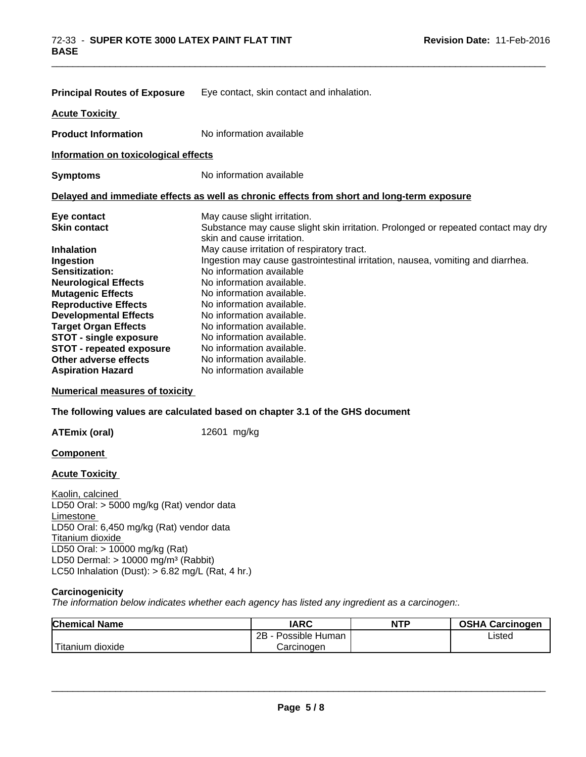**Principal Routes of Exposure** Eye contact, skin contact and inhalation.

**Acute Toxicity**

**Product Information** No information available

**Information on toxicological effects**

**Symptoms** No information available

**Delayed and immediate effects as well as chronic effects from short and long-term exposure**

**Eye contact** May cause slight irritation.
**Skin contact** Substance may cause slight skin irritation. Prolonged or repeated contact may dry skin and cause irritation.
**Inhalation** May cause irritation of respiratory tract.
**Ingestion** Ingestion may cause gastrointestinal irritation, nausea, vomiting and diarrhea.
**Sensitization:** No information available
**Neurological Effects** No information available.
**Mutagenic Effects** No information available.
**Reproductive Effects** No information available.
**Developmental Effects** No information available.
**Target Organ Effects** No information available.
**STOT - single exposure** No information available.
**STOT - repeated exposure** No information available.
**Other adverse effects** No information available.
**Aspiration Hazard** No information available

**Numerical measures of toxicity**

**The following values are calculated based on chapter 3.1 of the GHS document**

**ATEmix (oral)** 12601 mg/kg

**Component**

**Acute Toxicity**

Kaolin, calcined
LD50 Oral: > 5000 mg/kg (Rat) vendor data
Limestone
LD50 Oral: 6,450 mg/kg (Rat) vendor data
Titanium dioxide
LD50 Oral: > 10000 mg/kg (Rat)
LD50 Dermal: > 10000 mg/m³ (Rabbit)
LC50 Inhalation (Dust): > 6.82 mg/L (Rat, 4 hr.)

**Carcinogenicity**

*The information below indicates whether each agency has listed any ingredient as a carcinogen:.*

| Chemical Name | IARC | NTP | OSHA Carcinogen |
|---|---|---|---|
| Titanium dioxide | 2B - Possible Human Carcinogen | | Listed |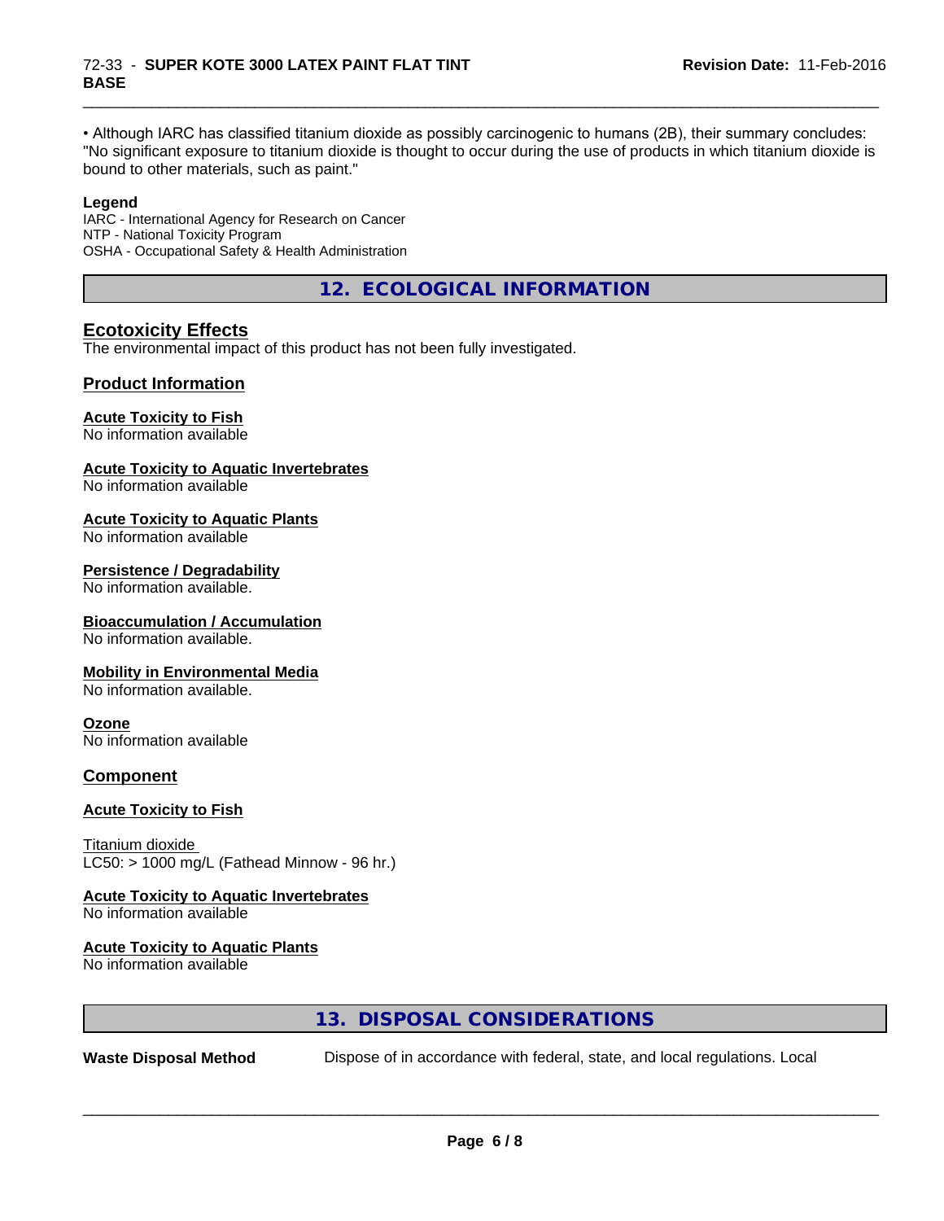• Although IARC has classified titanium dioxide as possibly carcinogenic to humans (2B), their summary concludes: "No significant exposure to titanium dioxide is thought to occur during the use of products in which titanium dioxide is bound to other materials, such as paint."

**Legend**

IARC - International Agency for Research on Cancer
NTP - National Toxicity Program
OSHA - Occupational Safety & Health Administration

## 12. ECOLOGICAL INFORMATION

### Ecotoxicity Effects

The environmental impact of this product has not been fully investigated.

### Product Information

**Acute Toxicity to Fish**
No information available

**Acute Toxicity to Aquatic Invertebrates**
No information available

**Acute Toxicity to Aquatic Plants**
No information available

**Persistence / Degradability**
No information available.

**Bioaccumulation / Accumulation**
No information available.

**Mobility in Environmental Media**
No information available.

**Ozone**
No information available

### Component

**Acute Toxicity to Fish**

Titanium dioxide
LC50: > 1000 mg/L (Fathead Minnow - 96 hr.)

**Acute Toxicity to Aquatic Invertebrates**
No information available

**Acute Toxicity to Aquatic Plants**
No information available

## 13. DISPOSAL CONSIDERATIONS

**Waste Disposal Method** Dispose of in accordance with federal, state, and local regulations. Local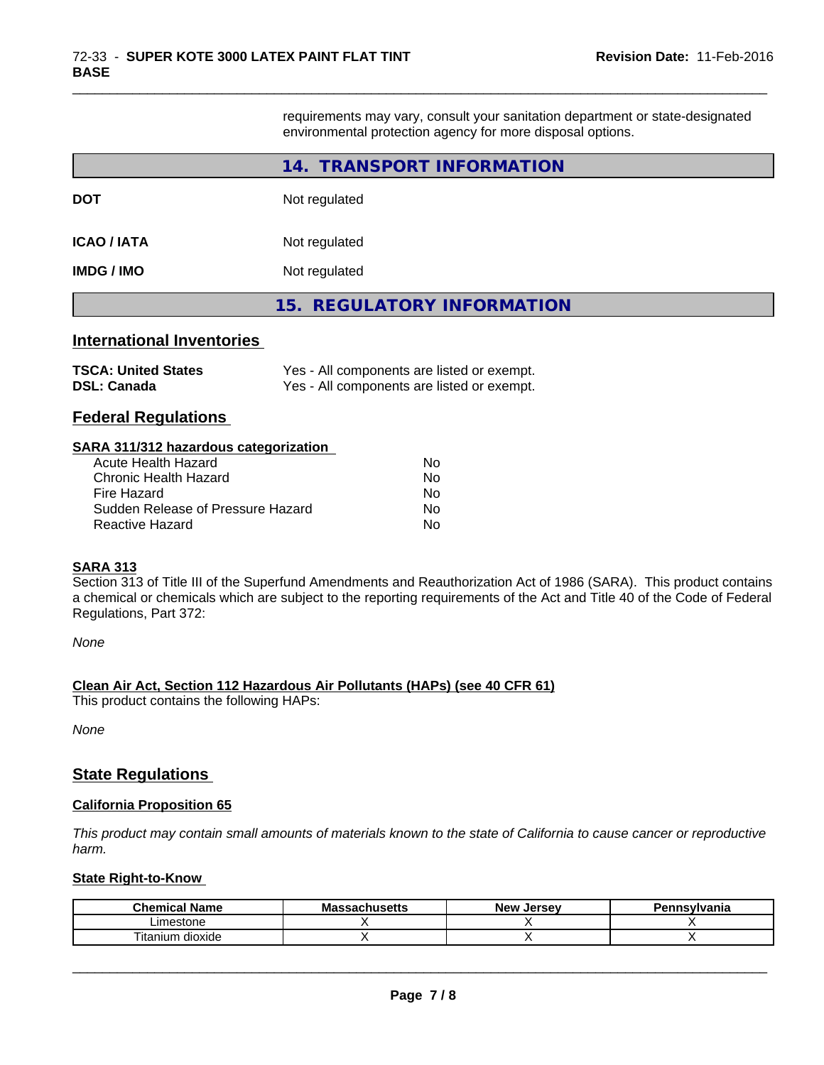requirements may vary, consult your sanitation department or state-designated environmental protection agency for more disposal options.

## 14. TRANSPORT INFORMATION

**DOT** Not regulated

**ICAO / IATA** Not regulated

**IMDG / IMO** Not regulated

## 15. REGULATORY INFORMATION

### International Inventories

**TSCA: United States** Yes - All components are listed or exempt.
**DSL: Canada** Yes - All components are listed or exempt.

### Federal Regulations

#### SARA 311/312 hazardous categorization

| | |
|---|---|
| Acute Health Hazard | No |
| Chronic Health Hazard | No |
| Fire Hazard | No |
| Sudden Release of Pressure Hazard | No |
| Reactive Hazard | No |

#### SARA 313

Section 313 of Title III of the Superfund Amendments and Reauthorization Act of 1986 (SARA). This product contains a chemical or chemicals which are subject to the reporting requirements of the Act and Title 40 of the Code of Federal Regulations, Part 372:

*None*

#### Clean Air Act, Section 112 Hazardous Air Pollutants (HAPs) (see 40 CFR 61)

This product contains the following HAPs:

*None*

### State Regulations

#### California Proposition 65

*This product may contain small amounts of materials known to the state of California to cause cancer or reproductive harm.*

#### State Right-to-Know

| Chemical Name | Massachusetts | New Jersey | Pennsylvania |
|---|---|---|---|
| Limestone | X | X | X |
| Titanium dioxide | X | X | X |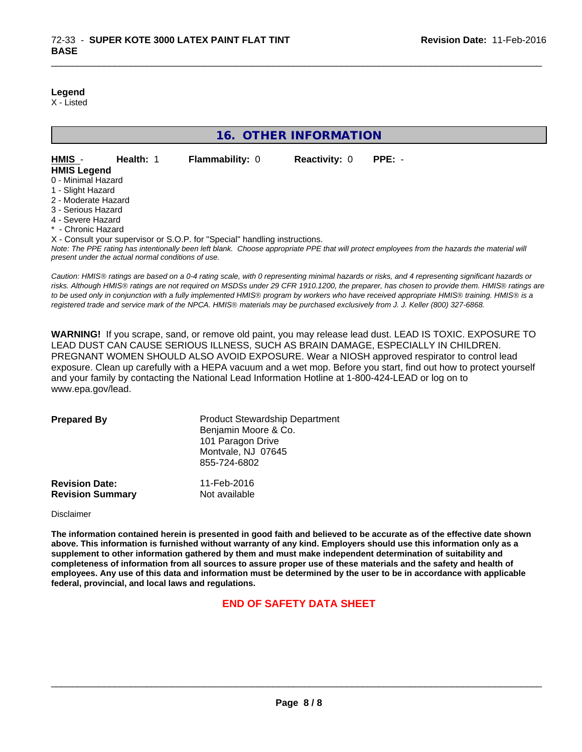**Legend**
X - Listed

## 16. OTHER INFORMATION

| HMIS - | Health: 1 | Flammability: 0 | Reactivity: 0 | PPE: - |
|---|---|---|---|---|

**HMIS Legend**
0 - Minimal Hazard
1 - Slight Hazard
2 - Moderate Hazard
3 - Serious Hazard
4 - Severe Hazard
* - Chronic Hazard
X - Consult your supervisor or S.O.P. for "Special" handling instructions.

*Note: The PPE rating has intentionally been left blank. Choose appropriate PPE that will protect employees from the hazards the material will present under the actual normal conditions of use.*

*Caution: HMIS® ratings are based on a 0-4 rating scale, with 0 representing minimal hazards or risks, and 4 representing significant hazards or risks. Although HMIS® ratings are not required on MSDSs under 29 CFR 1910.1200, the preparer, has chosen to provide them. HMIS® ratings are to be used only in conjunction with a fully implemented HMIS® program by workers who have received appropriate HMIS® training. HMIS® is a registered trade and service mark of the NPCA. HMIS® materials may be purchased exclusively from J. J. Keller (800) 327-6868.*

**WARNING!** If you scrape, sand, or remove old paint, you may release lead dust. LEAD IS TOXIC. EXPOSURE TO LEAD DUST CAN CAUSE SERIOUS ILLNESS, SUCH AS BRAIN DAMAGE, ESPECIALLY IN CHILDREN. PREGNANT WOMEN SHOULD ALSO AVOID EXPOSURE. Wear a NIOSH approved respirator to control lead exposure. Clean up carefully with a HEPA vacuum and a wet mop. Before you start, find out how to protect yourself and your family by contacting the National Lead Information Hotline at 1-800-424-LEAD or log on to www.epa.gov/lead.

**Prepared By**
Product Stewardship Department
Benjamin Moore & Co.
101 Paragon Drive
Montvale, NJ 07645
855-724-6802

**Revision Date:** 11-Feb-2016
**Revision Summary** Not available

Disclaimer

**The information contained herein is presented in good faith and believed to be accurate as of the effective date shown above. This information is furnished without warranty of any kind. Employers should use this information only as a supplement to other information gathered by them and must make independent determination of suitability and completeness of information from all sources to assure proper use of these materials and the safety and health of employees. Any use of this data and information must be determined by the user to be in accordance with applicable federal, provincial, and local laws and regulations.**

**END OF SAFETY DATA SHEET**